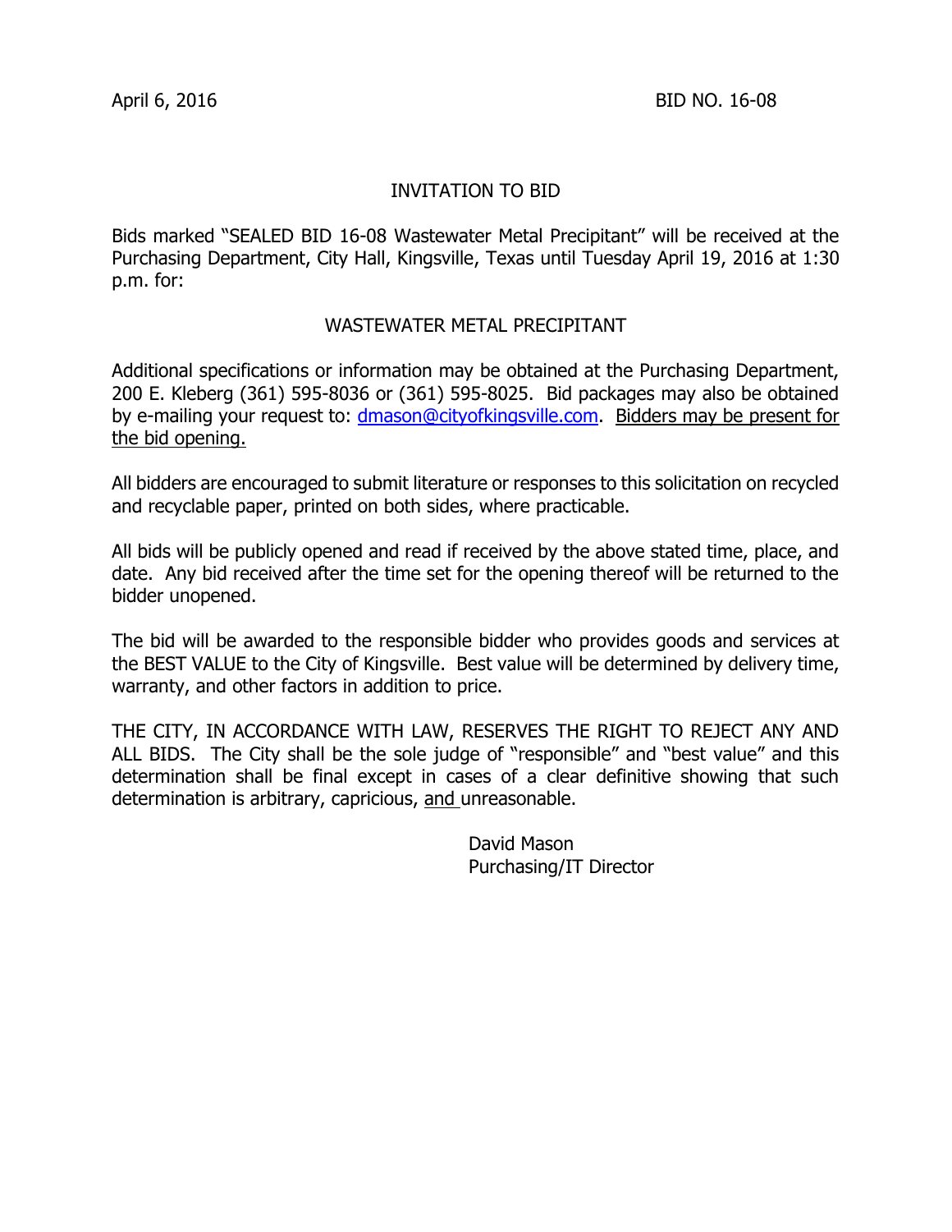April 6, 2016 BID NO. 16-08

# INVITATION TO BID

Bids marked "SEALED BID 16-08 Wastewater Metal Precipitant" will be received at the Purchasing Department, City Hall, Kingsville, Texas until Tuesday April 19, 2016 at 1:30 p.m. for:

## WASTEWATER METAL PRECIPITANT

Additional specifications or information may be obtained at the Purchasing Department, 200 E. Kleberg (361) 595-8036 or (361) 595-8025. Bid packages may also be obtained by e-mailing your request to: dmason@cityofkingsville.com. Bidders may be present for the bid opening.

All bidders are encouraged to submit literature or responses to this solicitation on recycled and recyclable paper, printed on both sides, where practicable.

All bids will be publicly opened and read if received by the above stated time, place, and date. Any bid received after the time set for the opening thereof will be returned to the bidder unopened.

The bid will be awarded to the responsible bidder who provides goods and services at the BEST VALUE to the City of Kingsville. Best value will be determined by delivery time, warranty, and other factors in addition to price.

THE CITY, IN ACCORDANCE WITH LAW, RESERVES THE RIGHT TO REJECT ANY AND ALL BIDS. The City shall be the sole judge of "responsible" and "best value" and this determination shall be final except in cases of a clear definitive showing that such determination is arbitrary, capricious, and unreasonable.

David Mason
Purchasing/IT Director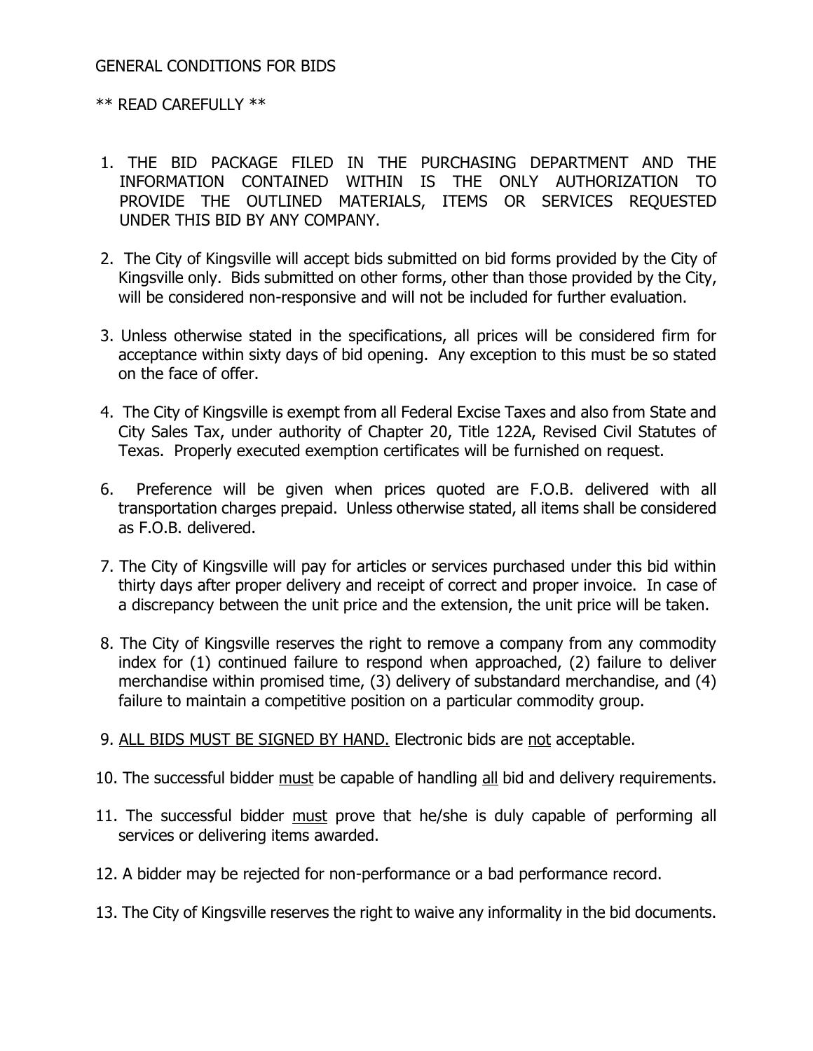GENERAL CONDITIONS FOR BIDS

** READ CAREFULLY **

1. THE BID PACKAGE FILED IN THE PURCHASING DEPARTMENT AND THE INFORMATION CONTAINED WITHIN IS THE ONLY AUTHORIZATION TO PROVIDE THE OUTLINED MATERIALS, ITEMS OR SERVICES REQUESTED UNDER THIS BID BY ANY COMPANY.

2. The City of Kingsville will accept bids submitted on bid forms provided by the City of Kingsville only. Bids submitted on other forms, other than those provided by the City, will be considered non-responsive and will not be included for further evaluation.

3. Unless otherwise stated in the specifications, all prices will be considered firm for acceptance within sixty days of bid opening. Any exception to this must be so stated on the face of offer.

4. The City of Kingsville is exempt from all Federal Excise Taxes and also from State and City Sales Tax, under authority of Chapter 20, Title 122A, Revised Civil Statutes of Texas. Properly executed exemption certificates will be furnished on request.

6. Preference will be given when prices quoted are F.O.B. delivered with all transportation charges prepaid. Unless otherwise stated, all items shall be considered as F.O.B. delivered.

7. The City of Kingsville will pay for articles or services purchased under this bid within thirty days after proper delivery and receipt of correct and proper invoice. In case of a discrepancy between the unit price and the extension, the unit price will be taken.

8. The City of Kingsville reserves the right to remove a company from any commodity index for (1) continued failure to respond when approached, (2) failure to deliver merchandise within promised time, (3) delivery of substandard merchandise, and (4) failure to maintain a competitive position on a particular commodity group.

9. <u>ALL BIDS MUST BE SIGNED BY HAND.</u> Electronic bids are <u>not</u> acceptable.

10. The successful bidder <u>must</u> be capable of handling <u>all</u> bid and delivery requirements.

11. The successful bidder <u>must</u> prove that he/she is duly capable of performing all services or delivering items awarded.

12. A bidder may be rejected for non-performance or a bad performance record.

13. The City of Kingsville reserves the right to waive any informality in the bid documents.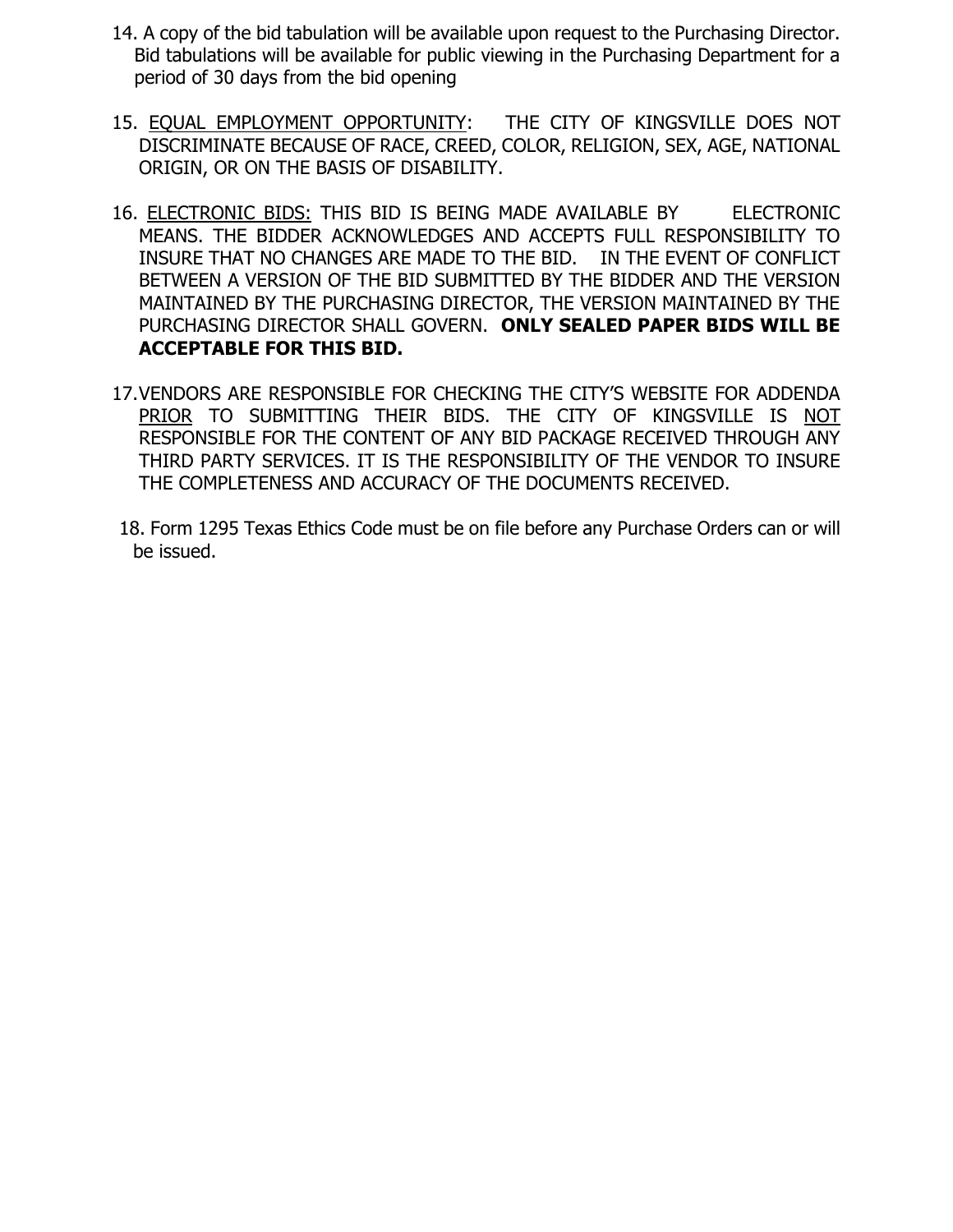14. A copy of the bid tabulation will be available upon request to the Purchasing Director. Bid tabulations will be available for public viewing in the Purchasing Department for a period of 30 days from the bid opening

15. EQUAL EMPLOYMENT OPPORTUNITY: THE CITY OF KINGSVILLE DOES NOT DISCRIMINATE BECAUSE OF RACE, CREED, COLOR, RELIGION, SEX, AGE, NATIONAL ORIGIN, OR ON THE BASIS OF DISABILITY.

16. ELECTRONIC BIDS: THIS BID IS BEING MADE AVAILABLE BY ELECTRONIC MEANS. THE BIDDER ACKNOWLEDGES AND ACCEPTS FULL RESPONSIBILITY TO INSURE THAT NO CHANGES ARE MADE TO THE BID. IN THE EVENT OF CONFLICT BETWEEN A VERSION OF THE BID SUBMITTED BY THE BIDDER AND THE VERSION MAINTAINED BY THE PURCHASING DIRECTOR, THE VERSION MAINTAINED BY THE PURCHASING DIRECTOR SHALL GOVERN. **ONLY SEALED PAPER BIDS WILL BE ACCEPTABLE FOR THIS BID.**

17. VENDORS ARE RESPONSIBLE FOR CHECKING THE CITY'S WEBSITE FOR ADDENDA PRIOR TO SUBMITTING THEIR BIDS. THE CITY OF KINGSVILLE IS NOT RESPONSIBLE FOR THE CONTENT OF ANY BID PACKAGE RECEIVED THROUGH ANY THIRD PARTY SERVICES. IT IS THE RESPONSIBILITY OF THE VENDOR TO INSURE THE COMPLETENESS AND ACCURACY OF THE DOCUMENTS RECEIVED.

18. Form 1295 Texas Ethics Code must be on file before any Purchase Orders can or will be issued.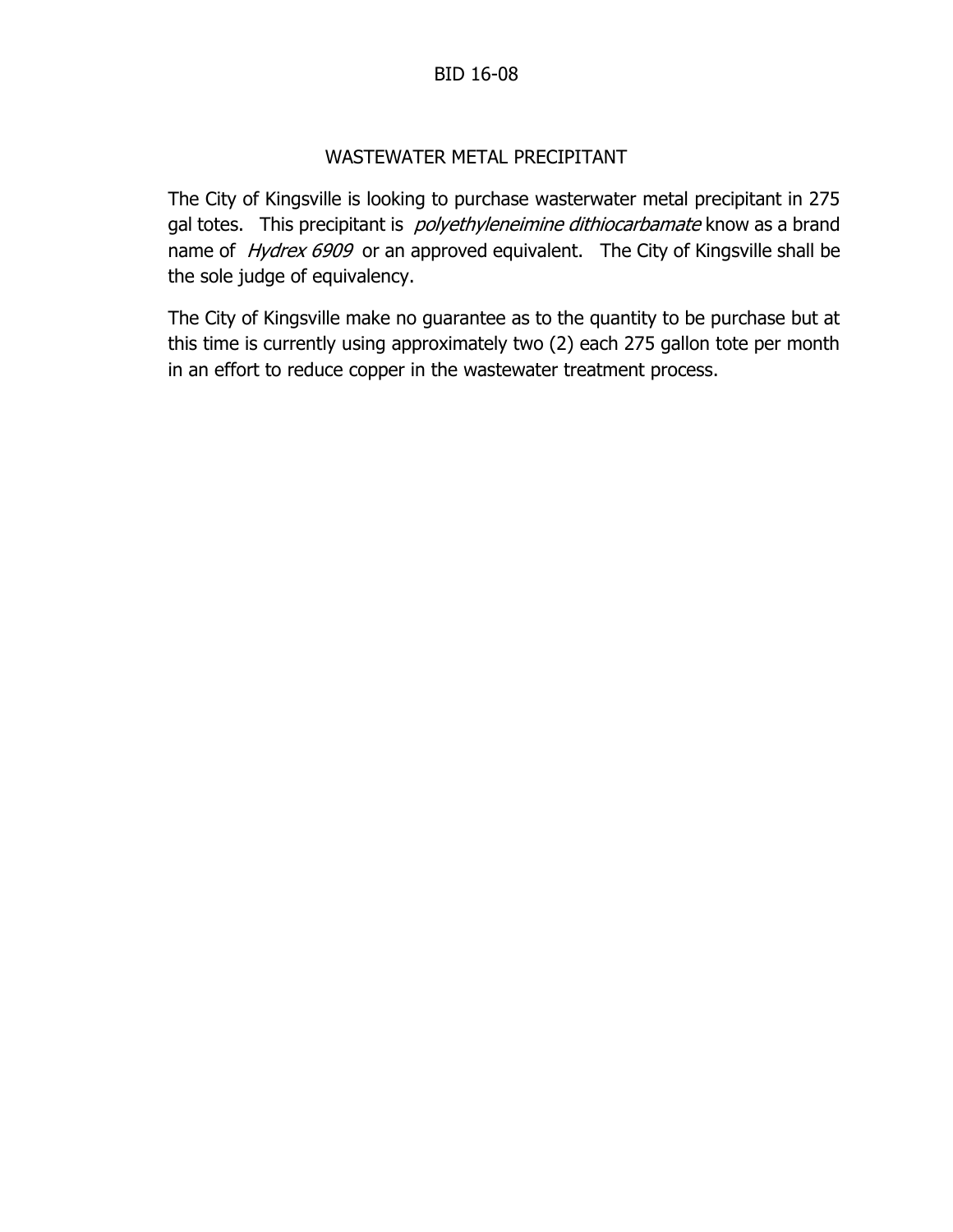BID 16-08

## WASTEWATER METAL PRECIPITANT

The City of Kingsville is looking to purchase wasterwater metal precipitant in 275 gal totes. This precipitant is *polyethyleneimine dithiocarbamate* know as a brand name of *Hydrex 6909* or an approved equivalent. The City of Kingsville shall be the sole judge of equivalency.

The City of Kingsville make no guarantee as to the quantity to be purchase but at this time is currently using approximately two (2) each 275 gallon tote per month in an effort to reduce copper in the wastewater treatment process.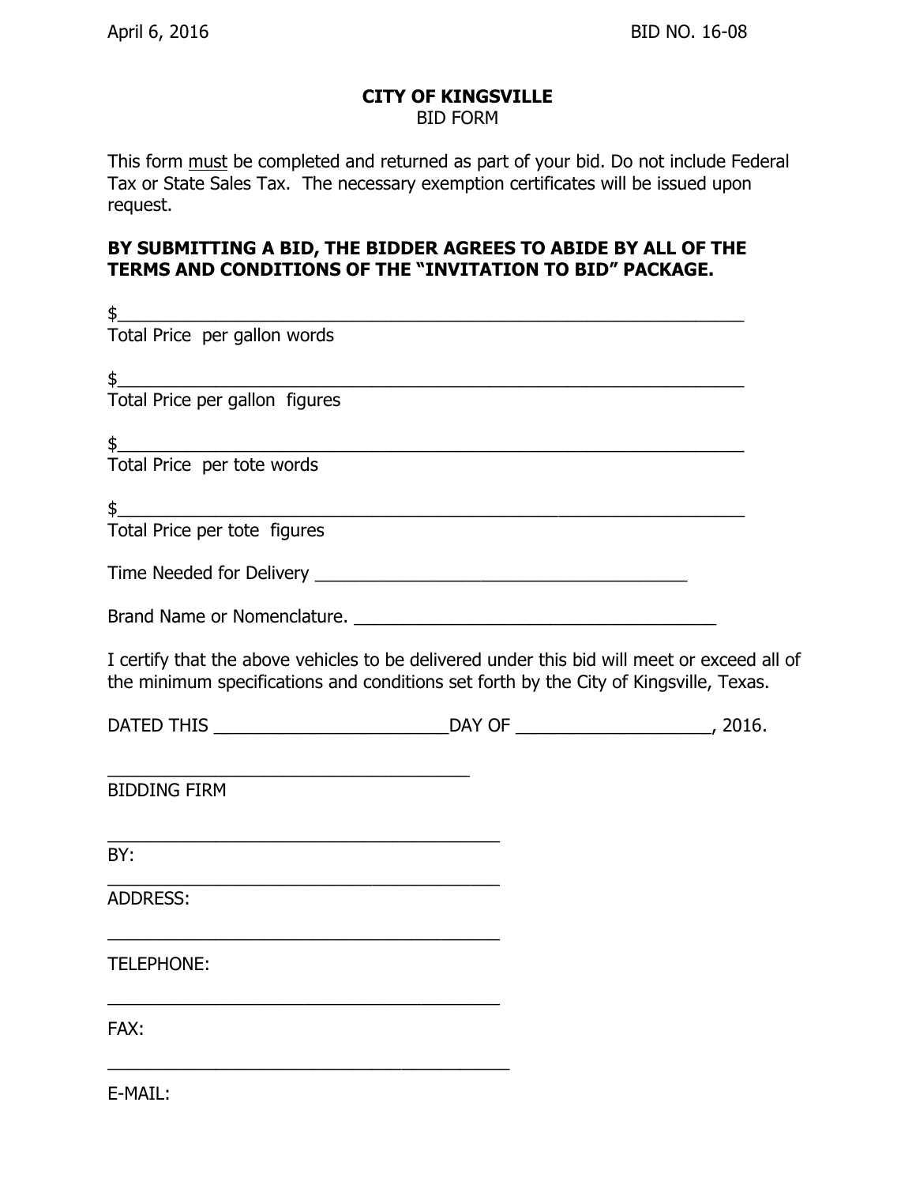April 6, 2016 BID NO. 16-08

**CITY OF KINGSVILLE**
BID FORM

This form must be completed and returned as part of your bid. Do not include Federal Tax or State Sales Tax. The necessary exemption certificates will be issued upon request.

**BY SUBMITTING A BID, THE BIDDER AGREES TO ABIDE BY ALL OF THE TERMS AND CONDITIONS OF THE "INVITATION TO BID" PACKAGE.**

$_______________________________________________________________
Total Price per gallon words

$_______________________________________________________________
Total Price per gallon figures

$_______________________________________________________________
Total Price per tote words

$_______________________________________________________________
Total Price per tote figures

Time Needed for Delivery ______________________________________

Brand Name or Nomenclature. ___________________________________

I certify that the above vehicles to be delivered under this bid will meet or exceed all of the minimum specifications and conditions set forth by the City of Kingsville, Texas.

DATED THIS ______________________DAY OF __________________, 2016.

____________________________________
BIDDING FIRM

____________________________________
BY:

____________________________________
ADDRESS:

____________________________________
TELEPHONE:

____________________________________
FAX:

____________________________________
E-MAIL: